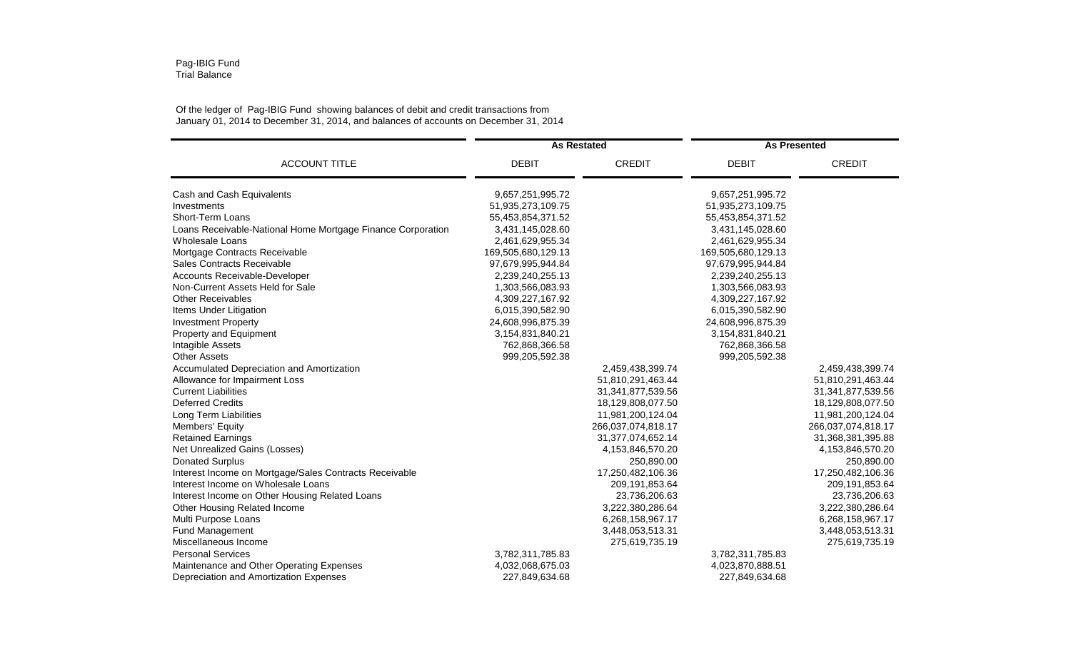Pag-IBIG Fund
Trial Balance

Of the ledger of Pag-IBIG Fund showing balances of debit and credit transactions from
January 01, 2014 to December 31, 2014, and balances of accounts on December 31, 2014

| ACCOUNT TITLE | As Restated | | As Presented | |
|---|---|---|---|---|
| | DEBIT | CREDIT | DEBIT | CREDIT |
| Cash and Cash Equivalents | 9,657,251,995.72 | | 9,657,251,995.72 | |
| Investments | 51,935,273,109.75 | | 51,935,273,109.75 | |
| Short-Term Loans | 55,453,854,371.52 | | 55,453,854,371.52 | |
| Loans Receivable-National Home Mortgage Finance Corporation | 3,431,145,028.60 | | 3,431,145,028.60 | |
| Wholesale Loans | 2,461,629,955.34 | | 2,461,629,955.34 | |
| Mortgage Contracts Receivable | 169,505,680,129.13 | | 169,505,680,129.13 | |
| Sales Contracts Receivable | 97,679,995,944.84 | | 97,679,995,944.84 | |
| Accounts Receivable-Developer | 2,239,240,255.13 | | 2,239,240,255.13 | |
| Non-Current Assets Held for Sale | 1,303,566,083.93 | | 1,303,566,083.93 | |
| Other Receivables | 4,309,227,167.92 | | 4,309,227,167.92 | |
| Items Under Litigation | 6,015,390,582.90 | | 6,015,390,582.90 | |
| Investment Property | 24,608,996,875.39 | | 24,608,996,875.39 | |
| Property and Equipment | 3,154,831,840.21 | | 3,154,831,840.21 | |
| Intagible Assets | 762,868,366.58 | | 762,868,366.58 | |
| Other Assets | 999,205,592.38 | | 999,205,592.38 | |
| Accumulated Depreciation and Amortization | | 2,459,438,399.74 | | 2,459,438,399.74 |
| Allowance for Impairment Loss | | 51,810,291,463.44 | | 51,810,291,463.44 |
| Current Liabilities | | 31,341,877,539.56 | | 31,341,877,539.56 |
| Deferred Credits | | 18,129,808,077.50 | | 18,129,808,077.50 |
| Long Term Liabilities | | 11,981,200,124.04 | | 11,981,200,124.04 |
| Members' Equity | | 266,037,074,818.17 | | 266,037,074,818.17 |
| Retained Earnings | | 31,377,074,652.14 | | 31,368,381,395.88 |
| Net Unrealized Gains (Losses) | | 4,153,846,570.20 | | 4,153,846,570.20 |
| Donated Surplus | | 250,890.00 | | 250,890.00 |
| Interest Income on Mortgage/Sales Contracts Receivable | | 17,250,482,106.36 | | 17,250,482,106.36 |
| Interest Income on Wholesale Loans | | 209,191,853.64 | | 209,191,853.64 |
| Interest Income on Other Housing Related Loans | | 23,736,206.63 | | 23,736,206.63 |
| Other Housing Related Income | | 3,222,380,286.64 | | 3,222,380,286.64 |
| Multi Purpose Loans | | 6,268,158,967.17 | | 6,268,158,967.17 |
| Fund Management | | 3,448,053,513.31 | | 3,448,053,513.31 |
| Miscellaneous Income | | 275,619,735.19 | | 275,619,735.19 |
| Personal Services | 3,782,311,785.83 | | 3,782,311,785.83 | |
| Maintenance and Other Operating Expenses | 4,032,068,675.03 | | 4,023,870,888.51 | |
| Depreciation and Amortization Expenses | 227,849,634.68 | | 227,849,634.68 | |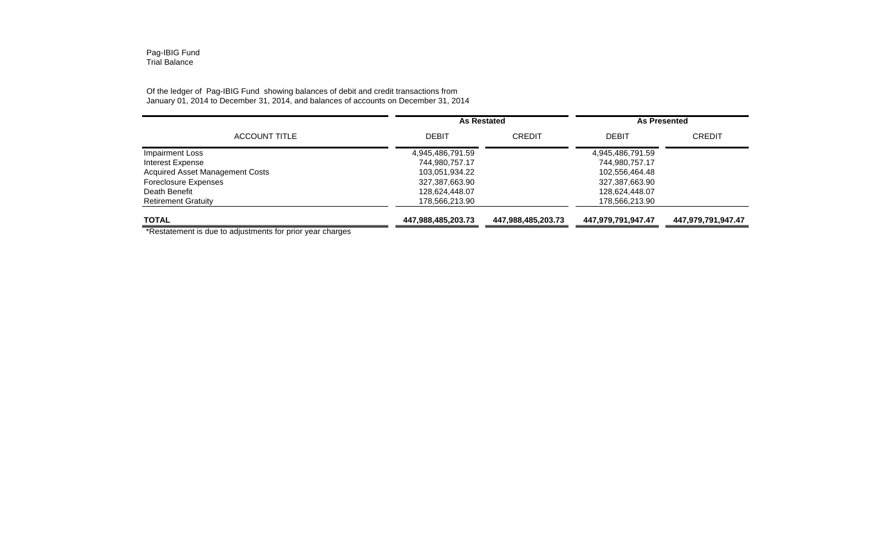Pag-IBIG Fund
Trial Balance

Of the ledger of Pag-IBIG Fund showing balances of debit and credit transactions from
January 01, 2014 to December 31, 2014, and balances of accounts on December 31, 2014

| | As Restated | | As Presented | |
|---|---|---|---|---|
| ACCOUNT TITLE | DEBIT | CREDIT | DEBIT | CREDIT |
| Impairment Loss | 4,945,486,791.59 | | 4,945,486,791.59 | |
| Interest Expense | 744,980,757.17 | | 744,980,757.17 | |
| Acquired Asset Management Costs | 103,051,934.22 | | 102,556,464.48 | |
| Foreclosure Expenses | 327,387,663.90 | | 327,387,663.90 | |
| Death Benefit | 128,624,448.07 | | 128,624,448.07 | |
| Retirement Gratuity | 178,566,213.90 | | 178,566,213.90 | |
| **TOTAL** | **447,988,485,203.73** | **447,988,485,203.73** | **447,979,791,947.47** | **447,979,791,947.47** |

*Restatement is due to adjustments for prior year charges